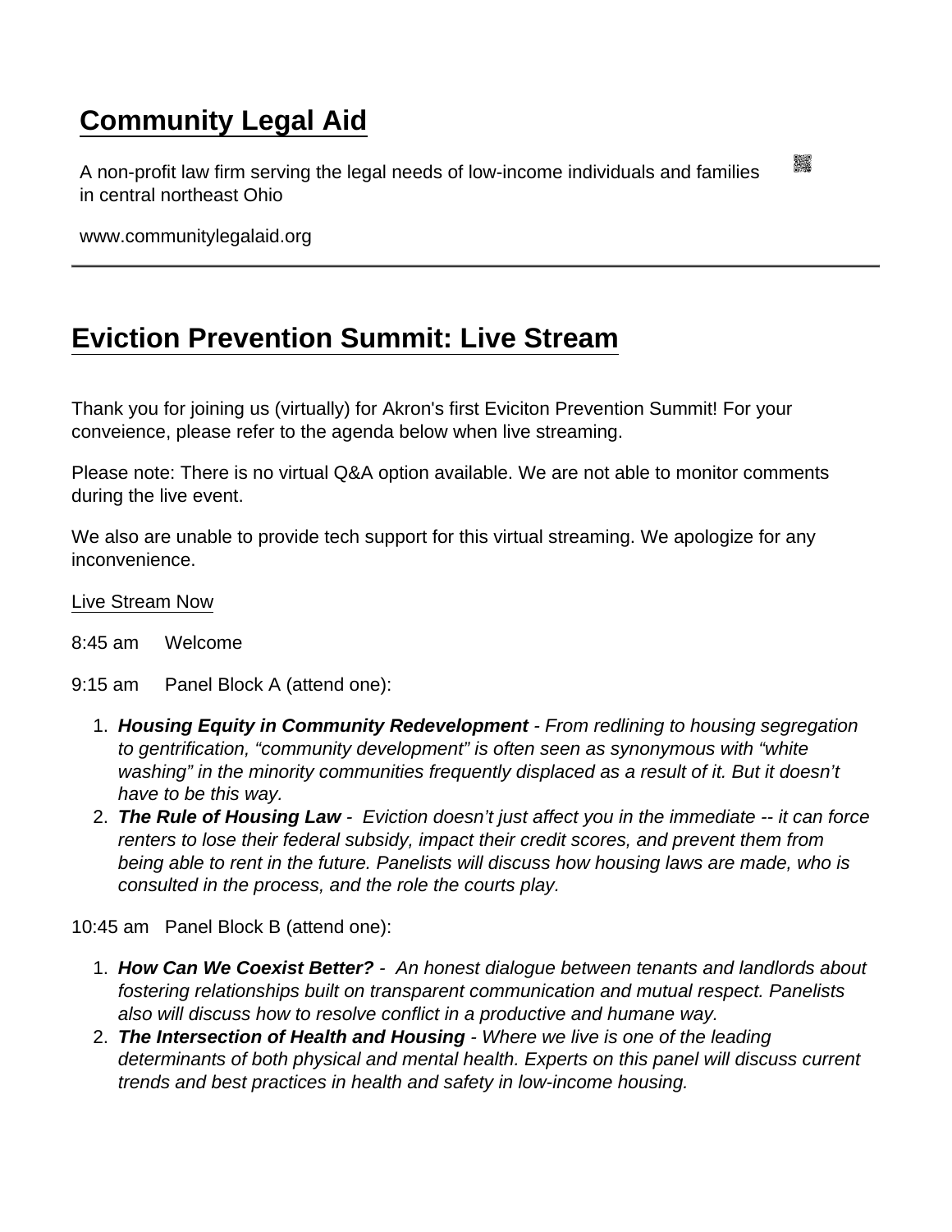# Community Legal Aid

A non-profit law firm serving the legal needs of low-income individuals and families in central northeast Ohio

www.communitylegalaid.org

---

## Eviction Prevention Summit: Live Stream

Thank you for joining us (virtually) for Akron's first Eviciton Prevention Summit! For your conveience, please refer to the agenda below when live streaming.

Please note: There is no virtual Q&A option available. We are not able to monitor comments during the live event.

We also are unable to provide tech support for this virtual streaming. We apologize for any inconvenience.

Live Stream Now

8:45 am Welcome

9:15 am Panel Block A (attend one):

1. ***Housing Equity in Community Redevelopment*** *- From redlining to housing segregation to gentrification, "community development" is often seen as synonymous with "white washing" in the minority communities frequently displaced as a result of it. But it doesn't have to be this way.*
2. ***The Rule of Housing Law*** *- Eviction doesn't just affect you in the immediate -- it can force renters to lose their federal subsidy, impact their credit scores, and prevent them from being able to rent in the future. Panelists will discuss how housing laws are made, who is consulted in the process, and the role the courts play.*

10:45 am Panel Block B (attend one):

1. ***How Can We Coexist Better?*** *- An honest dialogue between tenants and landlords about fostering relationships built on transparent communication and mutual respect. Panelists also will discuss how to resolve conflict in a productive and humane way.*
2. ***The Intersection of Health and Housing*** *- Where we live is one of the leading determinants of both physical and mental health. Experts on this panel will discuss current trends and best practices in health and safety in low-income housing.*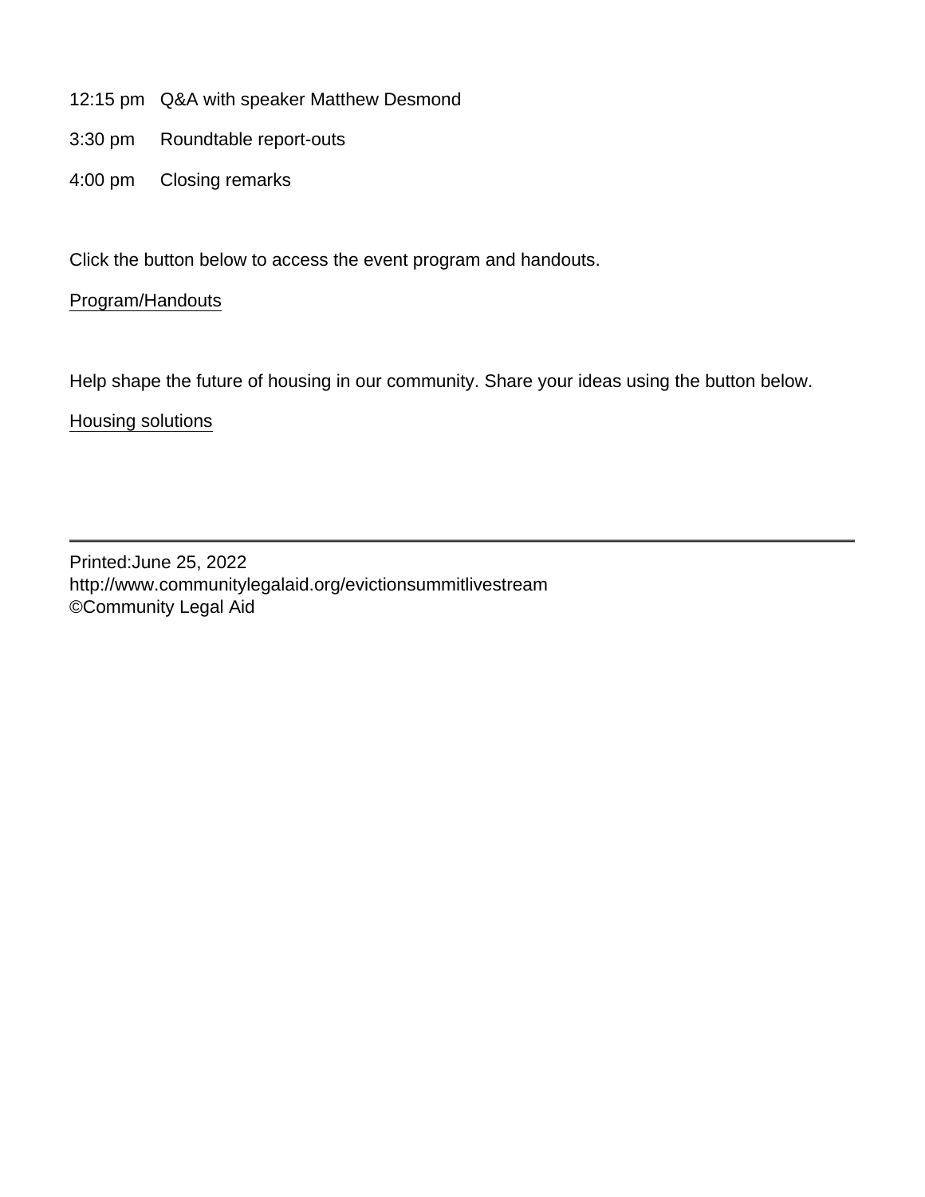12:15 pm Q&A with speaker Matthew Desmond

3:30 pm Roundtable report-outs

4:00 pm Closing remarks

Click the button below to access the event program and handouts.

Program/Handouts

Help shape the future of housing in our community. Share your ideas using the button below.

Housing solutions

---

Printed:June 25, 2022
http://www.communitylegalaid.org/evictionsummitlivestream
©Community Legal Aid